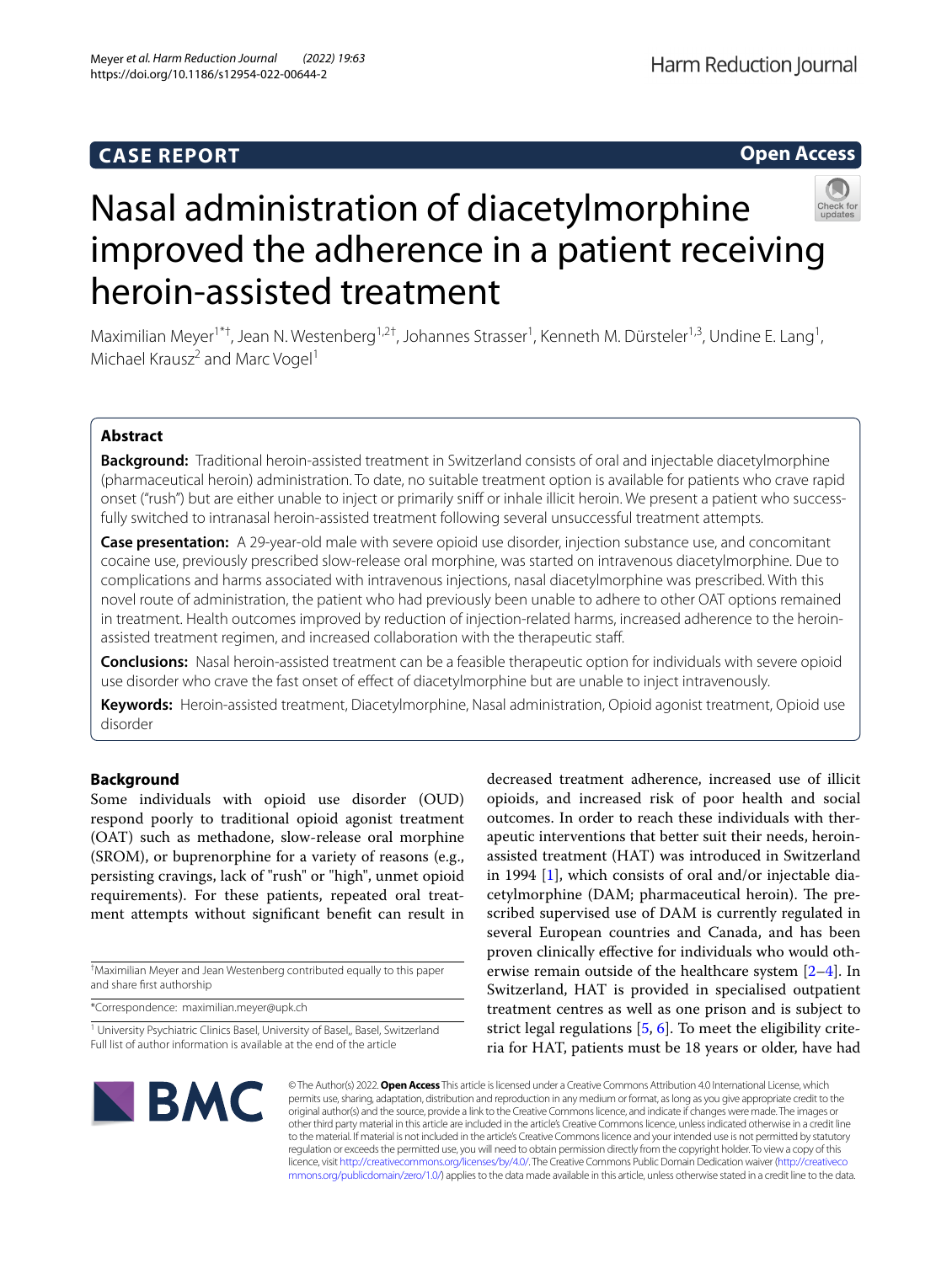CASE REPORT

Open Access

# Nasal administration of diacetylmorphine improved the adherence in a patient receiving heroin-assisted treatment

Maximilian Meyer[1*†], Jean N. Westenberg[1,2†], Johannes Strasser[1], Kenneth M. Dürsteler[1,3], Undine E. Lang[1], Michael Krausz[2] and Marc Vogel[1]

## Abstract

**Background:** Traditional heroin-assisted treatment in Switzerland consists of oral and injectable diacetylmorphine (pharmaceutical heroin) administration. To date, no suitable treatment option is available for patients who crave rapid onset ("rush") but are either unable to inject or primarily sniff or inhale illicit heroin. We present a patient who successfully switched to intranasal heroin-assisted treatment following several unsuccessful treatment attempts.

**Case presentation:** A 29-year-old male with severe opioid use disorder, injection substance use, and concomitant cocaine use, previously prescribed slow-release oral morphine, was started on intravenous diacetylmorphine. Due to complications and harms associated with intravenous injections, nasal diacetylmorphine was prescribed. With this novel route of administration, the patient who had previously been unable to adhere to other OAT options remained in treatment. Health outcomes improved by reduction of injection-related harms, increased adherence to the heroin-assisted treatment regimen, and increased collaboration with the therapeutic staff.

**Conclusions:** Nasal heroin-assisted treatment can be a feasible therapeutic option for individuals with severe opioid use disorder who crave the fast onset of effect of diacetylmorphine but are unable to inject intravenously.

**Keywords:** Heroin-assisted treatment, Diacetylmorphine, Nasal administration, Opioid agonist treatment, Opioid use disorder

## Background

Some individuals with opioid use disorder (OUD) respond poorly to traditional opioid agonist treatment (OAT) such as methadone, slow-release oral morphine (SROM), or buprenorphine for a variety of reasons (e.g., persisting cravings, lack of "rush" or "high", unmet opioid requirements). For these patients, repeated oral treatment attempts without significant benefit can result in decreased treatment adherence, increased use of illicit opioids, and increased risk of poor health and social outcomes. In order to reach these individuals with therapeutic interventions that better suit their needs, heroin-assisted treatment (HAT) was introduced in Switzerland in 1994 [1], which consists of oral and/or injectable diacetylmorphine (DAM; pharmaceutical heroin). The prescribed supervised use of DAM is currently regulated in several European countries and Canada, and has been proven clinically effective for individuals who would otherwise remain outside of the healthcare system [2–4]. In Switzerland, HAT is provided in specialised outpatient treatment centres as well as one prison and is subject to strict legal regulations [5, 6]. To meet the eligibility criteria for HAT, patients must be 18 years or older, have had

†Maximilian Meyer and Jean Westenberg contributed equally to this paper and share first authorship

*Correspondence: maximilian.meyer@upk.ch

[1] University Psychiatric Clinics Basel, University of Basel,, Basel, Switzerland

Full list of author information is available at the end of the article

© The Author(s) 2022. **Open Access** This article is licensed under a Creative Commons Attribution 4.0 International License, which permits use, sharing, adaptation, distribution and reproduction in any medium or format, as long as you give appropriate credit to the original author(s) and the source, provide a link to the Creative Commons licence, and indicate if changes were made. The images or other third party material in this article are included in the article's Creative Commons licence, unless indicated otherwise in a credit line to the material. If material is not included in the article's Creative Commons licence and your intended use is not permitted by statutory regulation or exceeds the permitted use, you will need to obtain permission directly from the copyright holder. To view a copy of this licence, visit http://creativecommons.org/licenses/by/4.0/. The Creative Commons Public Domain Dedication waiver (http://creativecommons.org/publicdomain/zero/1.0/) applies to the data made available in this article, unless otherwise stated in a credit line to the data.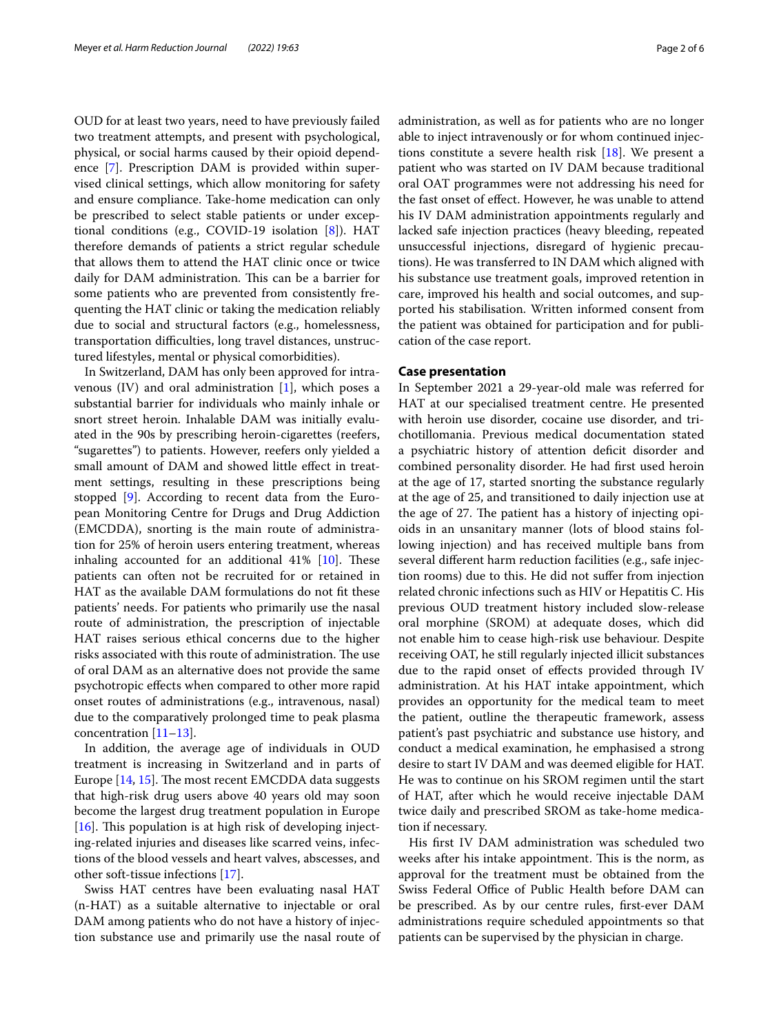OUD for at least two years, need to have previously failed two treatment attempts, and present with psychological, physical, or social harms caused by their opioid dependence [7]. Prescription DAM is provided within supervised clinical settings, which allow monitoring for safety and ensure compliance. Take-home medication can only be prescribed to select stable patients or under exceptional conditions (e.g., COVID-19 isolation [8]). HAT therefore demands of patients a strict regular schedule that allows them to attend the HAT clinic once or twice daily for DAM administration. This can be a barrier for some patients who are prevented from consistently frequenting the HAT clinic or taking the medication reliably due to social and structural factors (e.g., homelessness, transportation difficulties, long travel distances, unstructured lifestyles, mental or physical comorbidities).

In Switzerland, DAM has only been approved for intravenous (IV) and oral administration [1], which poses a substantial barrier for individuals who mainly inhale or snort street heroin. Inhalable DAM was initially evaluated in the 90s by prescribing heroin-cigarettes (reefers, "sugarettes") to patients. However, reefers only yielded a small amount of DAM and showed little effect in treatment settings, resulting in these prescriptions being stopped [9]. According to recent data from the European Monitoring Centre for Drugs and Drug Addiction (EMCDDA), snorting is the main route of administration for 25% of heroin users entering treatment, whereas inhaling accounted for an additional 41% [10]. These patients can often not be recruited for or retained in HAT as the available DAM formulations do not fit these patients' needs. For patients who primarily use the nasal route of administration, the prescription of injectable HAT raises serious ethical concerns due to the higher risks associated with this route of administration. The use of oral DAM as an alternative does not provide the same psychotropic effects when compared to other more rapid onset routes of administrations (e.g., intravenous, nasal) due to the comparatively prolonged time to peak plasma concentration [11–13].

In addition, the average age of individuals in OUD treatment is increasing in Switzerland and in parts of Europe [14, 15]. The most recent EMCDDA data suggests that high-risk drug users above 40 years old may soon become the largest drug treatment population in Europe [16]. This population is at high risk of developing injecting-related injuries and diseases like scarred veins, infections of the blood vessels and heart valves, abscesses, and other soft-tissue infections [17].

Swiss HAT centres have been evaluating nasal HAT (n-HAT) as a suitable alternative to injectable or oral DAM among patients who do not have a history of injection substance use and primarily use the nasal route of administration, as well as for patients who are no longer able to inject intravenously or for whom continued injections constitute a severe health risk [18]. We present a patient who was started on IV DAM because traditional oral OAT programmes were not addressing his need for the fast onset of effect. However, he was unable to attend his IV DAM administration appointments regularly and lacked safe injection practices (heavy bleeding, repeated unsuccessful injections, disregard of hygienic precautions). He was transferred to IN DAM which aligned with his substance use treatment goals, improved retention in care, improved his health and social outcomes, and supported his stabilisation. Written informed consent from the patient was obtained for participation and for publication of the case report.

## Case presentation

In September 2021 a 29-year-old male was referred for HAT at our specialised treatment centre. He presented with heroin use disorder, cocaine use disorder, and trichotillomania. Previous medical documentation stated a psychiatric history of attention deficit disorder and combined personality disorder. He had first used heroin at the age of 17, started snorting the substance regularly at the age of 25, and transitioned to daily injection use at the age of 27. The patient has a history of injecting opioids in an unsanitary manner (lots of blood stains following injection) and has received multiple bans from several different harm reduction facilities (e.g., safe injection rooms) due to this. He did not suffer from injection related chronic infections such as HIV or Hepatitis C. His previous OUD treatment history included slow-release oral morphine (SROM) at adequate doses, which did not enable him to cease high-risk use behaviour. Despite receiving OAT, he still regularly injected illicit substances due to the rapid onset of effects provided through IV administration. At his HAT intake appointment, which provides an opportunity for the medical team to meet the patient, outline the therapeutic framework, assess patient's past psychiatric and substance use history, and conduct a medical examination, he emphasised a strong desire to start IV DAM and was deemed eligible for HAT. He was to continue on his SROM regimen until the start of HAT, after which he would receive injectable DAM twice daily and prescribed SROM as take-home medication if necessary.

His first IV DAM administration was scheduled two weeks after his intake appointment. This is the norm, as approval for the treatment must be obtained from the Swiss Federal Office of Public Health before DAM can be prescribed. As by our centre rules, first-ever DAM administrations require scheduled appointments so that patients can be supervised by the physician in charge.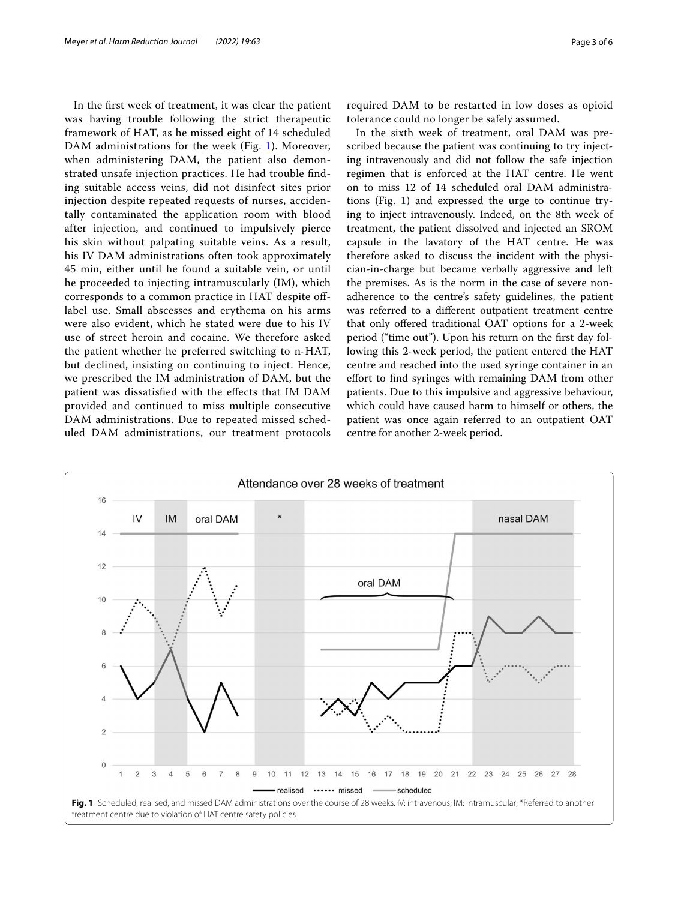In the first week of treatment, it was clear the patient was having trouble following the strict therapeutic framework of HAT, as he missed eight of 14 scheduled DAM administrations for the week (Fig. 1). Moreover, when administering DAM, the patient also demonstrated unsafe injection practices. He had trouble finding suitable access veins, did not disinfect sites prior injection despite repeated requests of nurses, accidentally contaminated the application room with blood after injection, and continued to impulsively pierce his skin without palpating suitable veins. As a result, his IV DAM administrations often took approximately 45 min, either until he found a suitable vein, or until he proceeded to injecting intramuscularly (IM), which corresponds to a common practice in HAT despite off-label use. Small abscesses and erythema on his arms were also evident, which he stated were due to his IV use of street heroin and cocaine. We therefore asked the patient whether he preferred switching to n-HAT, but declined, insisting on continuing to inject. Hence, we prescribed the IM administration of DAM, but the patient was dissatisfied with the effects that IM DAM provided and continued to miss multiple consecutive DAM administrations. Due to repeated missed scheduled DAM administrations, our treatment protocols required DAM to be restarted in low doses as opioid tolerance could no longer be safely assumed.

In the sixth week of treatment, oral DAM was prescribed because the patient was continuing to try injecting intravenously and did not follow the safe injection regimen that is enforced at the HAT centre. He went on to miss 12 of 14 scheduled oral DAM administrations (Fig. 1) and expressed the urge to continue trying to inject intravenously. Indeed, on the 8th week of treatment, the patient dissolved and injected an SROM capsule in the lavatory of the HAT centre. He was therefore asked to discuss the incident with the physician-in-charge but became verbally aggressive and left the premises. As is the norm in the case of severe non-adherence to the centre's safety guidelines, the patient was referred to a different outpatient treatment centre that only offered traditional OAT options for a 2-week period ("time out"). Upon his return on the first day following this 2-week period, the patient entered the HAT centre and reached into the used syringe container in an effort to find syringes with remaining DAM from other patients. Due to this impulsive and aggressive behaviour, which could have caused harm to himself or others, the patient was once again referred to an outpatient OAT centre for another 2-week period.

**Fig. 1** Scheduled, realised, and missed DAM administrations over the course of 28 weeks. IV: intravenous; IM: intramuscular; *Referred to another treatment centre due to violation of HAT centre safety policies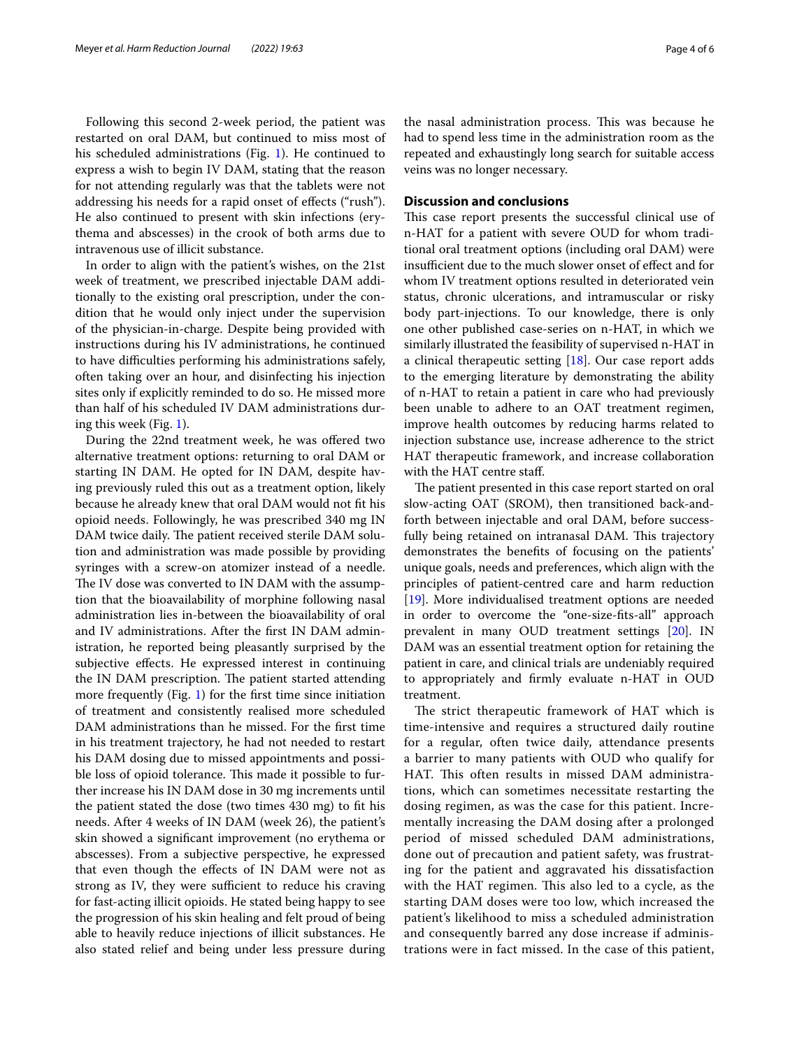Following this second 2-week period, the patient was restarted on oral DAM, but continued to miss most of his scheduled administrations (Fig. 1). He continued to express a wish to begin IV DAM, stating that the reason for not attending regularly was that the tablets were not addressing his needs for a rapid onset of effects ("rush"). He also continued to present with skin infections (erythema and abscesses) in the crook of both arms due to intravenous use of illicit substance.

In order to align with the patient's wishes, on the 21st week of treatment, we prescribed injectable DAM additionally to the existing oral prescription, under the condition that he would only inject under the supervision of the physician-in-charge. Despite being provided with instructions during his IV administrations, he continued to have difficulties performing his administrations safely, often taking over an hour, and disinfecting his injection sites only if explicitly reminded to do so. He missed more than half of his scheduled IV DAM administrations during this week (Fig. 1).

During the 22nd treatment week, he was offered two alternative treatment options: returning to oral DAM or starting IN DAM. He opted for IN DAM, despite having previously ruled this out as a treatment option, likely because he already knew that oral DAM would not fit his opioid needs. Followingly, he was prescribed 340 mg IN DAM twice daily. The patient received sterile DAM solution and administration was made possible by providing syringes with a screw-on atomizer instead of a needle. The IV dose was converted to IN DAM with the assumption that the bioavailability of morphine following nasal administration lies in-between the bioavailability of oral and IV administrations. After the first IN DAM administration, he reported being pleasantly surprised by the subjective effects. He expressed interest in continuing the IN DAM prescription. The patient started attending more frequently (Fig. 1) for the first time since initiation of treatment and consistently realised more scheduled DAM administrations than he missed. For the first time in his treatment trajectory, he had not needed to restart his DAM dosing due to missed appointments and possible loss of opioid tolerance. This made it possible to further increase his IN DAM dose in 30 mg increments until the patient stated the dose (two times 430 mg) to fit his needs. After 4 weeks of IN DAM (week 26), the patient's skin showed a significant improvement (no erythema or abscesses). From a subjective perspective, he expressed that even though the effects of IN DAM were not as strong as IV, they were sufficient to reduce his craving for fast-acting illicit opioids. He stated being happy to see the progression of his skin healing and felt proud of being able to heavily reduce injections of illicit substances. He also stated relief and being under less pressure during the nasal administration process. This was because he had to spend less time in the administration room as the repeated and exhaustingly long search for suitable access veins was no longer necessary.

## Discussion and conclusions

This case report presents the successful clinical use of n-HAT for a patient with severe OUD for whom traditional oral treatment options (including oral DAM) were insufficient due to the much slower onset of effect and for whom IV treatment options resulted in deteriorated vein status, chronic ulcerations, and intramuscular or risky body part-injections. To our knowledge, there is only one other published case-series on n-HAT, in which we similarly illustrated the feasibility of supervised n-HAT in a clinical therapeutic setting [18]. Our case report adds to the emerging literature by demonstrating the ability of n-HAT to retain a patient in care who had previously been unable to adhere to an OAT treatment regimen, improve health outcomes by reducing harms related to injection substance use, increase adherence to the strict HAT therapeutic framework, and increase collaboration with the HAT centre staff.

The patient presented in this case report started on oral slow-acting OAT (SROM), then transitioned back-and-forth between injectable and oral DAM, before successfully being retained on intranasal DAM. This trajectory demonstrates the benefits of focusing on the patients' unique goals, needs and preferences, which align with the principles of patient-centred care and harm reduction [19]. More individualised treatment options are needed in order to overcome the "one-size-fits-all" approach prevalent in many OUD treatment settings [20]. IN DAM was an essential treatment option for retaining the patient in care, and clinical trials are undeniably required to appropriately and firmly evaluate n-HAT in OUD treatment.

The strict therapeutic framework of HAT which is time-intensive and requires a structured daily routine for a regular, often twice daily, attendance presents a barrier to many patients with OUD who qualify for HAT. This often results in missed DAM administrations, which can sometimes necessitate restarting the dosing regimen, as was the case for this patient. Incrementally increasing the DAM dosing after a prolonged period of missed scheduled DAM administrations, done out of precaution and patient safety, was frustrating for the patient and aggravated his dissatisfaction with the HAT regimen. This also led to a cycle, as the starting DAM doses were too low, which increased the patient's likelihood to miss a scheduled administration and consequently barred any dose increase if administrations were in fact missed. In the case of this patient,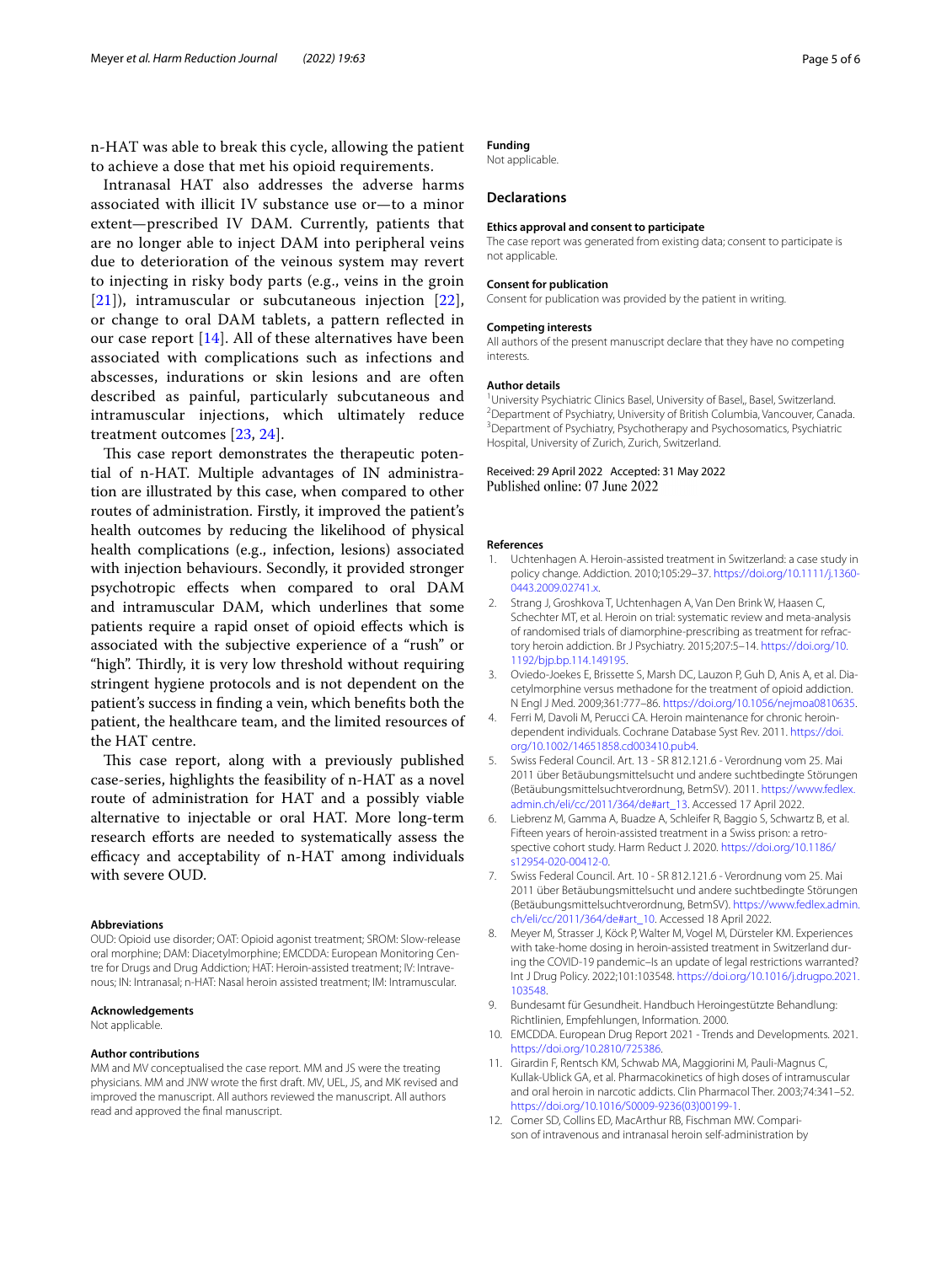n-HAT was able to break this cycle, allowing the patient to achieve a dose that met his opioid requirements.

Intranasal HAT also addresses the adverse harms associated with illicit IV substance use or—to a minor extent—prescribed IV DAM. Currently, patients that are no longer able to inject DAM into peripheral veins due to deterioration of the veinous system may revert to injecting in risky body parts (e.g., veins in the groin [21]), intramuscular or subcutaneous injection [22], or change to oral DAM tablets, a pattern reflected in our case report [14]. All of these alternatives have been associated with complications such as infections and abscesses, indurations or skin lesions and are often described as painful, particularly subcutaneous and intramuscular injections, which ultimately reduce treatment outcomes [23, 24].

This case report demonstrates the therapeutic potential of n-HAT. Multiple advantages of IN administration are illustrated by this case, when compared to other routes of administration. Firstly, it improved the patient's health outcomes by reducing the likelihood of physical health complications (e.g., infection, lesions) associated with injection behaviours. Secondly, it provided stronger psychotropic effects when compared to oral DAM and intramuscular DAM, which underlines that some patients require a rapid onset of opioid effects which is associated with the subjective experience of a "rush" or "high". Thirdly, it is very low threshold without requiring stringent hygiene protocols and is not dependent on the patient's success in finding a vein, which benefits both the patient, the healthcare team, and the limited resources of the HAT centre.

This case report, along with a previously published case-series, highlights the feasibility of n-HAT as a novel route of administration for HAT and a possibly viable alternative to injectable or oral HAT. More long-term research efforts are needed to systematically assess the efficacy and acceptability of n-HAT among individuals with severe OUD.

#### Abbreviations
OUD: Opioid use disorder; OAT: Opioid agonist treatment; SROM: Slow-release oral morphine; DAM: Diacetylmorphine; EMCDDA: European Monitoring Centre for Drugs and Drug Addiction; HAT: Heroin-assisted treatment; IV: Intravenous; IN: Intranasal; n-HAT: Nasal heroin assisted treatment; IM: Intramuscular.

#### Acknowledgements
Not applicable.

#### Author contributions
MM and MV conceptualised the case report. MM and JS were the treating physicians. MM and JNW wrote the first draft. MV, UEL, JS, and MK revised and improved the manuscript. All authors reviewed the manuscript. All authors read and approved the final manuscript.

#### Funding
Not applicable.

### Declarations

#### Ethics approval and consent to participate
The case report was generated from existing data; consent to participate is not applicable.

#### Consent for publication
Consent for publication was provided by the patient in writing.

#### Competing interests
All authors of the present manuscript declare that they have no competing interests.

#### Author details
[1] University Psychiatric Clinics Basel, University of Basel,, Basel, Switzerland. [2] Department of Psychiatry, University of British Columbia, Vancouver, Canada. [3] Department of Psychiatry, Psychotherapy and Psychosomatics, Psychiatric Hospital, University of Zurich, Zurich, Switzerland.

Received: 29 April 2022 Accepted: 31 May 2022
Published online: 07 June 2022

#### References
1. Uchtenhagen A. Heroin-assisted treatment in Switzerland: a case study in policy change. Addiction. 2010;105:29–37. https://doi.org/10.1111/j.1360-0443.2009.02741.x.
2. Strang J, Groshkova T, Uchtenhagen A, Van Den Brink W, Haasen C, Schechter MT, et al. Heroin on trial: systematic review and meta-analysis of randomised trials of diamorphine-prescribing as treatment for refractory heroin addiction. Br J Psychiatry. 2015;207:5–14. https://doi.org/10.1192/bjp.bp.114.149195.
3. Oviedo-Joekes E, Brissette S, Marsh DC, Lauzon P, Guh D, Anis A, et al. Diacetylmorphine versus methadone for the treatment of opioid addiction. N Engl J Med. 2009;361:777–86. https://doi.org/10.1056/nejmoa0810635.
4. Ferri M, Davoli M, Perucci CA. Heroin maintenance for chronic heroin-dependent individuals. Cochrane Database Syst Rev. 2011. https://doi.org/10.1002/14651858.cd003410.pub4.
5. Swiss Federal Council. Art. 13 - SR 812.121.6 - Verordnung vom 25. Mai 2011 über Betäubungsmittelsucht und andere suchtbedingte Störungen (Betäubungsmittelsuchtverordnung, BetmSV). 2011. https://www.fedlex.admin.ch/eli/cc/2011/364/de#art_13. Accessed 17 April 2022.
6. Liebrenz M, Gamma A, Buadze A, Schleifer R, Baggio S, Schwartz B, et al. Fifteen years of heroin-assisted treatment in a Swiss prison: a retrospective cohort study. Harm Reduct J. 2020. https://doi.org/10.1186/s12954-020-00412-0.
7. Swiss Federal Council. Art. 10 - SR 812.121.6 - Verordnung vom 25. Mai 2011 über Betäubungsmittelsucht und andere suchtbedingte Störungen (Betäubungsmittelsuchtverordnung, BetmSV). https://www.fedlex.admin.ch/eli/cc/2011/364/de#art_10. Accessed 18 April 2022.
8. Meyer M, Strasser J, Köck P, Walter M, Vogel M, Dürsteler KM. Experiences with take-home dosing in heroin-assisted treatment in Switzerland during the COVID-19 pandemic–Is an update of legal restrictions warranted? Int J Drug Policy. 2022;101:103548. https://doi.org/10.1016/j.drugpo.2021.103548.
9. Bundesamt für Gesundheit. Handbuch Heroingestützte Behandlung: Richtlinien, Empfehlungen, Information. 2000.
10. EMCDDA. European Drug Report 2021 - Trends and Developments. 2021. https://doi.org/10.2810/725386.
11. Girardin F, Rentsch KM, Schwab MA, Maggiorini M, Pauli-Magnus C, Kullak-Ublick GA, et al. Pharmacokinetics of high doses of intramuscular and oral heroin in narcotic addicts. Clin Pharmacol Ther. 2003;74:341–52. https://doi.org/10.1016/S0009-9236(03)00199-1.
12. Comer SD, Collins ED, MacArthur RB, Fischman MW. Comparison of intravenous and intranasal heroin self-administration by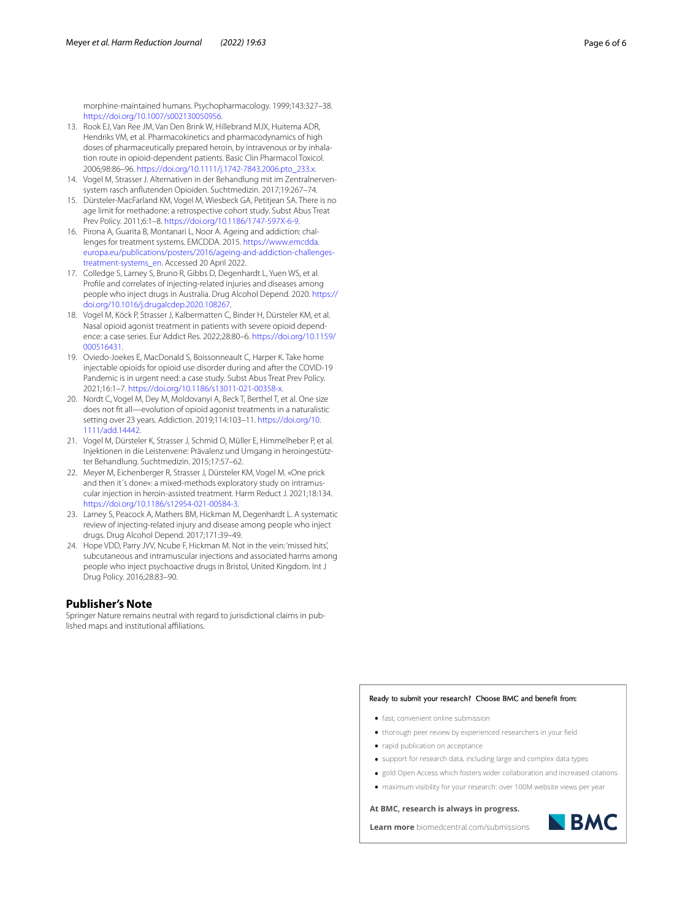morphine-maintained humans. Psychopharmacology. 1999;143:327–38. https://doi.org/10.1007/s002130050956.

13. Rook EJ, Van Ree JM, Van Den Brink W, Hillebrand MJX, Huitema ADR, Hendriks VM, et al. Pharmacokinetics and pharmacodynamics of high doses of pharmaceutically prepared heroin, by intravenous or by inhalation route in opioid-dependent patients. Basic Clin Pharmacol Toxicol. 2006;98:86–96. https://doi.org/10.1111/j.1742-7843.2006.pto_233.x.
14. Vogel M, Strasser J. Alternativen in der Behandlung mit im Zentralnervensystem rasch anflutenden Opioiden. Suchtmedizin. 2017;19:267–74.
15. Dürsteler-MacFarland KM, Vogel M, Wiesbeck GA, Petitjean SA. There is no age limit for methadone: a retrospective cohort study. Subst Abus Treat Prev Policy. 2011;6:1–8. https://doi.org/10.1186/1747-597X-6-9.
16. Pirona A, Guarita B, Montanari L, Noor A. Ageing and addiction: challenges for treatment systems. EMCDDA. 2015. https://www.emcdda.europa.eu/publications/posters/2016/ageing-and-addiction-challenges-treatment-systems_en. Accessed 20 April 2022.
17. Colledge S, Larney S, Bruno R, Gibbs D, Degenhardt L, Yuen WS, et al. Profile and correlates of injecting-related injuries and diseases among people who inject drugs in Australia. Drug Alcohol Depend. 2020. https://doi.org/10.1016/j.drugalcdep.2020.108267.
18. Vogel M, Köck P, Strasser J, Kalbermatten C, Binder H, Dürsteler KM, et al. Nasal opioid agonist treatment in patients with severe opioid dependence: a case series. Eur Addict Res. 2022;28:80–6. https://doi.org/10.1159/000516431.
19. Oviedo-Joekes E, MacDonald S, Boissonneault C, Harper K. Take home injectable opioids for opioid use disorder during and after the COVID-19 Pandemic is in urgent need: a case study. Subst Abus Treat Prev Policy. 2021;16:1–7. https://doi.org/10.1186/s13011-021-00358-x.
20. Nordt C, Vogel M, Dey M, Moldovanyi A, Beck T, Berthel T, et al. One size does not fit all—evolution of opioid agonist treatments in a naturalistic setting over 23 years. Addiction. 2019;114:103–11. https://doi.org/10.1111/add.14442.
21. Vogel M, Dürsteler K, Strasser J, Schmid O, Müller E, Himmelheber P, et al. Injektionen in die Leistenvene: Prävalenz und Umgang in heroingestützter Behandlung. Suchtmedizin. 2015;17:57–62.
22. Meyer M, Eichenberger R, Strasser J, Dürsteler KM, Vogel M. «One prick and then it´s done»: a mixed-methods exploratory study on intramuscular injection in heroin-assisted treatment. Harm Reduct J. 2021;18:134. https://doi.org/10.1186/s12954-021-00584-3.
23. Larney S, Peacock A, Mathers BM, Hickman M, Degenhardt L. A systematic review of injecting-related injury and disease among people who inject drugs. Drug Alcohol Depend. 2017;171:39–49.
24. Hope VDD, Parry JVV, Ncube F, Hickman M. Not in the vein: 'missed hits', subcutaneous and intramuscular injections and associated harms among people who inject psychoactive drugs in Bristol, United Kingdom. Int J Drug Policy. 2016;28:83–90.

## Publisher's Note

Springer Nature remains neutral with regard to jurisdictional claims in published maps and institutional affiliations.

Ready to submit your research? Choose BMC and benefit from:

- fast, convenient online submission
- thorough peer review by experienced researchers in your field
- rapid publication on acceptance
- support for research data, including large and complex data types
- gold Open Access which fosters wider collaboration and increased citations
- maximum visibility for your research: over 100M website views per year

**At BMC, research is always in progress.**

**Learn more** biomedcentral.com/submissions

BMC